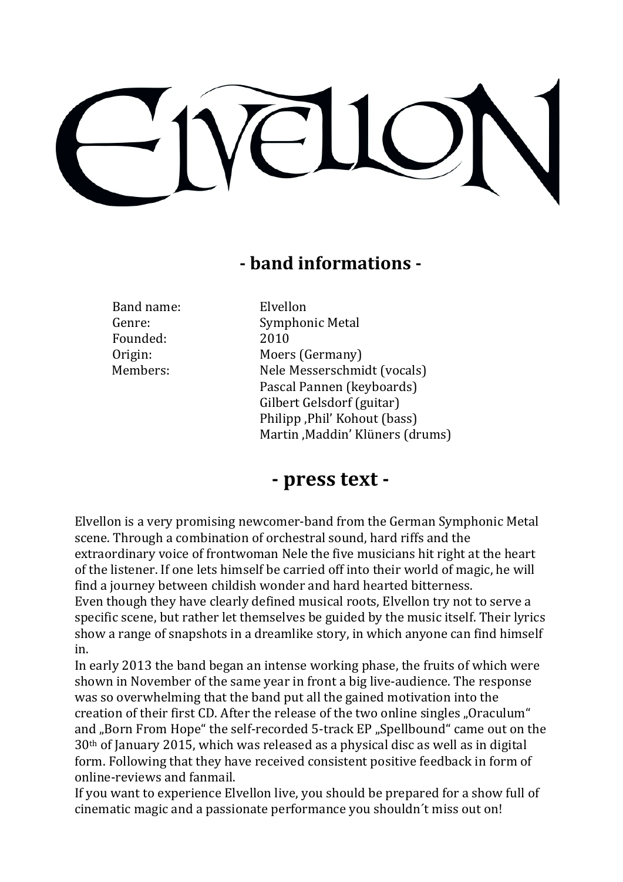# Elvellon

## - band informations -

| | |
|---|---|
| Band name: | Elvellon |
| Genre: | Symphonic Metal |
| Founded: | 2010 |
| Origin: | Moers (Germany) |
| Members: | Nele Messerschmidt (vocals) |
| | Pascal Pannen (keyboards) |
| | Gilbert Gelsdorf (guitar) |
| | Philipp ‚Phil' Kohout (bass) |
| | Martin ‚Maddin' Klüners (drums) |

## - press text -

Elvellon is a very promising newcomer-band from the German Symphonic Metal scene. Through a combination of orchestral sound, hard riffs and the extraordinary voice of frontwoman Nele the five musicians hit right at the heart of the listener. If one lets himself be carried off into their world of magic, he will find a journey between childish wonder and hard hearted bitterness.
Even though they have clearly defined musical roots, Elvellon try not to serve a specific scene, but rather let themselves be guided by the music itself. Their lyrics show a range of snapshots in a dreamlike story, in which anyone can find himself in.
In early 2013 the band began an intense working phase, the fruits of which were shown in November of the same year in front a big live-audience. The response was so overwhelming that the band put all the gained motivation into the creation of their first CD. After the release of the two online singles „Oraculum" and „Born From Hope" the self-recorded 5-track EP „Spellbound" came out on the 30th of January 2015, which was released as a physical disc as well as in digital form. Following that they have received consistent positive feedback in form of online-reviews and fanmail.
If you want to experience Elvellon live, you should be prepared for a show full of cinematic magic and a passionate performance you shouldn´t miss out on!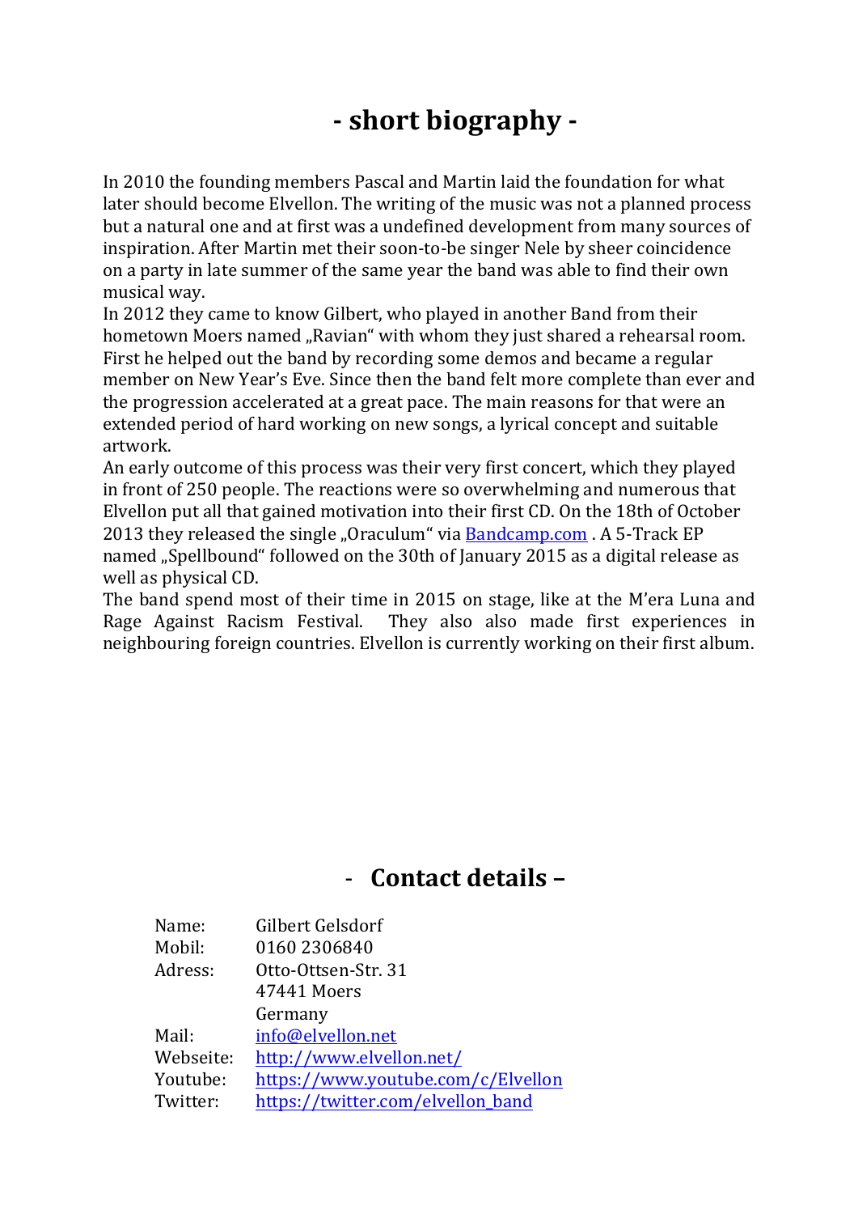# - short biography -

In 2010 the founding members Pascal and Martin laid the foundation for what later should become Elvellon. The writing of the music was not a planned process but a natural one and at first was a undefined development from many sources of inspiration. After Martin met their soon-to-be singer Nele by sheer coincidence on a party in late summer of the same year the band was able to find their own musical way.
In 2012 they came to know Gilbert, who played in another Band from their hometown Moers named „Ravian“ with whom they just shared a rehearsal room. First he helped out the band by recording some demos and became a regular member on New Year's Eve. Since then the band felt more complete than ever and the progression accelerated at a great pace. The main reasons for that were an extended period of hard working on new songs, a lyrical concept and suitable artwork.
An early outcome of this process was their very first concert, which they played in front of 250 people. The reactions were so overwhelming and numerous that Elvellon put all that gained motivation into their first CD. On the 18th of October 2013 they released the single „Oraculum“ via [Bandcamp.com](Bandcamp.com) . A 5-Track EP named „Spellbound“ followed on the 30th of January 2015 as a digital release as well as physical CD.
The band spend most of their time in 2015 on stage, like at the M'era Luna and Rage Against Racism Festival. They also also made first experiences in neighbouring foreign countries. Elvellon is currently working on their first album.

## - Contact details –

| | |
|---|---|
| Name: | Gilbert Gelsdorf |
| Mobil: | 0160 2306840 |
| Adress: | Otto-Ottsen-Str. 31<br>47441 Moers<br>Germany |
| Mail: | [info@elvellon.net](mailto:info@elvellon.net) |
| Webseite: | [http://www.elvellon.net/](http://www.elvellon.net/) |
| Youtube: | [https://www.youtube.com/c/Elvellon](https://www.youtube.com/c/Elvellon) |
| Twitter: | [https://twitter.com/elvellon_band](https://twitter.com/elvellon_band) |